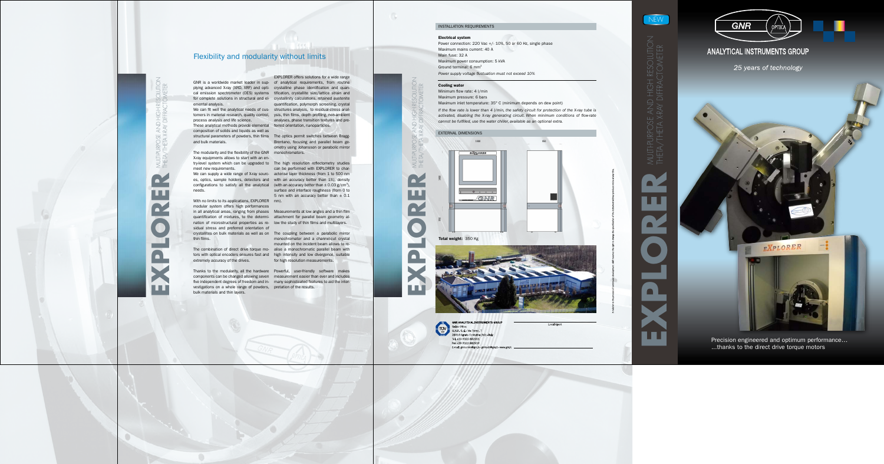# Flexibility and modularity without limits

GNR is a worldwide market leader in supplying advanced X-ray (XRD, XRF) and optical emission spectrometer (OES) systems for complete solutions in structural and elemental analysis.

We can fit well the analytical needs of customers in material research, quality control, process analysis and life science.

These analytical methods provide elemental composition of solids and liquids as well as structural parameters of powders, thin films and bulk materials.

The modularity and the flexibility of the GNR X-ray equipments allows to start with an entry-level system which can be upgraded to meet new requirements.

We can supply a wide range of X-ray sources, optics, sample holders, detectors and configurations to satisfy all the analytical needs.

With no limits to its applications, EXPLORER modular system offers high performances in all analytical areas, ranging from phases quantification of mixtures, to the determination of microstructural properties as residual stress and preferred orientation of crystallites on bulk materials as well as on thin films.

The combination of direct drive torque motors with optical encoders ensures fast and extremely accuracy of the drives.

Thanks to the modularity, all the hardware components can be changed allowing seven five independent degrees of freedom and investigations on a whole range of powders, bulk materials and thin layers.

EXPLORER offers solutions for a wide range of analytical requirements, from routine crystalline phase identification and quantification, crystallite size/lattice strain and crystallinity calculations, retained austenite quantification, polymorph screening, crystal structures analysis, to residual-stress analysis, thin films, depth profiling, non-ambient analyses, phase transition textures and preferred orientation, nanoparticles.

The optics permit switches between Bragg-Brentano, focusing and parallel beam geometry using Johansson or parabolic mirror monochromators.

The high resolution reflectometry studies can be performed with EXPLORER to characterise layer thickness (from 1 to 500 nm with an accuracy better than 1%), density (with an accuracy better than $\pm$ 0.03 g/cm$^3$), surface and interface roughness (from 0 to 5 nm with an accuracy better than $\pm$ 0.1 nm).

Measurements at low angles and a thin film attachment for parallel beam geometry allow the study of thin films and multilayers.

The coupling between a parabolic mirror monochromator and a channel-cut crystal mounted on the incident beam allows to realise a monochromatic parallel beam with high intensity and low divergence, suitable for high resolution measurements.

Powerful, user-friendly software makes measurement easier than ever and includes many sophisticated features to aid the interpretation of the results.

## INSTALLATION REQUIREMENTS

**Electrical system**

Power connection: 220 Vac +/- 10%, 50 or 60 Hz, single phase
Maximum mains current: 40 A
Main fuse: 32 A
Maximum power consumption: 5 kVA
Ground terminal: 6 mm$^2$
*Power supply voltage fluctuation must not exceed 10%*

**Cooling water**

Minimum flow rate: 4 l/min
Maximum pressure: 6 bars
Maximum inlet temperature: 35° C (minimum depends on dew point)
*If the flow rate is lower than 4 l/min, the safety circuit for protection of the X-ray tube is activated, disabling the X-ray generating circuit. When minimum conditions of flow-rate cannot be fulfilled, use the water chiller, available as an optional extra.*

## EXTERNAL DIMENSIONS

**Total weight:** 350 Kg

**GNR ANALYTICAL INSTRUMENTS GROUP**
Sales Office:
G.N.R. S.r.l. - Via Torino, 7
28010 Agrate Conturbia (NO) - Italy
Tel. +39 0322 882911
Fax +39 0322 882930
E-mail: gnrcontrol@gnr.it - gnrsales@gnr.it - www.gnr.it

Local Agent

NEW

# EXPLORER

MULTI-PURPOSE AND HIGH RESOLUTION THETA/THETA X-RAY DIFFRACTOMETER

GNR OPTICA

## ANALYTICAL INSTRUMENTS GROUP

*25 years of technology*

Precision engineered and optimum performance...
...thanks to the direct drive torque motors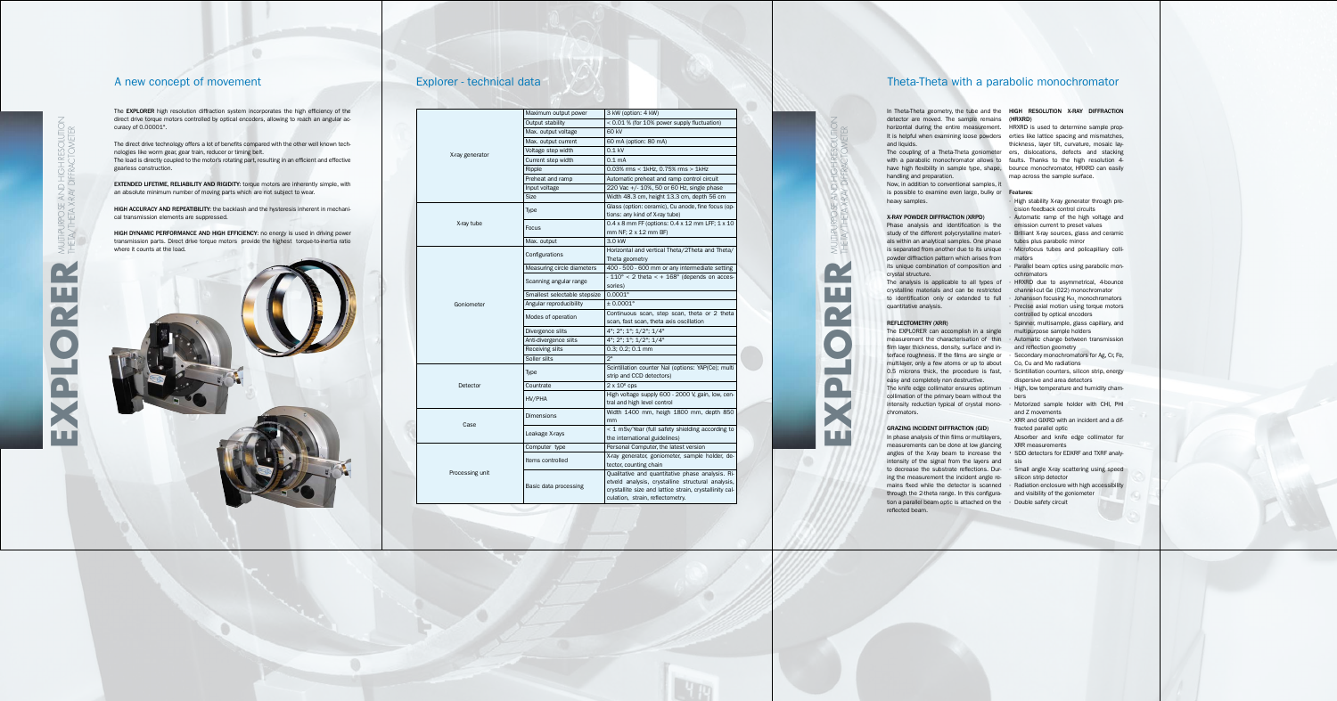## A new concept of movement

The **EXPLORER** high resolution diffraction system incorporates the high efficiency of the direct drive torque motors controlled by optical encoders, allowing to reach an angular accuracy of 0.00001°.

The direct drive technology offers a lot of benefits compared with the other well known technologies like worm gear, gear train, reducer or timing belt.
The load is directly coupled to the motor's rotating part, resulting in an efficient and effective gearless construction.

**EXTENDED LIFETIME, RELIABILITY AND RIGIDITY:** torque motors are inherently simple, with an absolute minimum number of moving parts which are not subject to wear.

**HIGH ACCURACY AND REPEATIBILITY:** the backlash and the hysteresis inherent in mechanical transmission elements are suppressed.

**HIGH DYNAMIC PERFORMANCE AND HIGH EFFICIENCY:** no energy is used in driving power transmission parts. Direct drive torque motors provide the highest torque-to-inertia ratio where it counts at the load.

## Explorer - technical data

| | | |
|---|---|---|
| X-ray generator | Maximum output power | 3 kW (option: 4 kW) |
| | Output stability | < 0.01 % (for 10% power supply fluctuation) |
| | Max. output voltage | 60 kV |
| | Max. output current | 60 mA (option: 80 mA) |
| | Voltage step width | 0.1 kV |
| | Current step width | 0.1 mA |
| | Ripple | 0.03% rms < 1kHz, 0.75% rms > 1kHz |
| | Preheat and ramp | Automatic preheat and ramp control circuit |
| | Input voltage | 220 Vac +/- 10%, 50 or 60 Hz, single phase |
| | Size | Width 48.3 cm, height 13.3 cm, depth 56 cm |
| X-ray tube | Type | Glass (option: ceramic), Cu anode, fine focus (options: any kind of X-ray tube) |
| | Focus | 0.4 x 8 mm FF (options: 0.4 x 12 mm LFF; 1 x 10 mm NF; 2 x 12 mm BF) |
| | Max. output | 3.0 kW |
| Goniometer | Configurations | Horizontal and vertical Theta/2Theta and Theta/Theta geometry |
| | Measuring circle diameters | 400 - 500 - 600 mm or any intermediate setting |
| | Scanning angular range | - 110° < 2 theta < + 168° (depends on accessories) |
| | Smallest selectable stepsize | 0.0001° |
| | Angular reproducibility | ± 0.0001° |
| | Modes of operation | Continuous scan, step scan, theta or 2 theta scan, fast scan, theta axis oscillation |
| | Divergence slits | 4°; 2°; 1°; 1/2°; 1/4° |
| | Anti-divergence slits | 4°; 2°; 1°; 1/2°; 1/4° |
| | Receiving slits | 0.3; 0.2; 0.1 mm |
| | Soller slits | 2° |
| Detector | Type | Scintillation counter NaI (options: YAP(Ce); multistrip and CCD detectors) |
| | Countrate | 2 x $10^6$ cps |
| | HV/PHA | High voltage supply 600 - 2000 V, gain, low, central and high level control |
| Case | Dimensions | Width 1400 mm, heigh 1800 mm, depth 850 mm |
| | Leakage X-rays | < 1 mSv/Year (full safety shielding according to the international guidelines) |
| Processing unit | Computer type | Personal Computer, the latest version |
| | Items controlled | X-ray generator, goniometer, sample holder, detector, counting chain |
| | Basic data processing | Qualitative and quantitative phase analysis, Rietveld analysis, crystalline structural analysis, crystallite size and lattice strain, crystallinity calculation, strain, reflectometry. |

## Theta-Theta with a parabolic monochromator

In Theta-Theta geometry, the tube and the detector are moved. The sample remains horizontal during the entire measurement. It is helpful when examining loose powders and liquids.
The coupling of a Theta-Theta goniometer with a parabolic monochromator allows to have high flexibility in sample type, shape, handling and preparation.
Now, in addition to conventional samples, it is possible to examine even large, bulky or heavy samples.

**X-RAY POWDER DIFFRACTION (XRPD)**
Phase analysis and identification is the study of the different polycrystalline materials within an analytical samples. One phase is separated from another due to its unique powder diffraction pattern which arises from its unique combination of composition and crystal structure.
The analysis is applicable to all types of crystalline materials and can be restricted to identification only or extended to full quantitative analysis.

**REFLECTOMETRY (XRR)**
The EXPLORER can accomplish in a single measurement the characterisation of thin film layer thickness, density, surface and interface roughness. If the films are single or multilayer, only a few atoms or up to about 0.5 microns thick, the procedure is fast, easy and completely non destructive.
The knife edge collimator ensures optimum collimation of the primary beam without the intensity reduction typical of crystal monochromators.

**GRAZING INCIDENT DIFFRACTION (GID)**
In phase analysis of thin films or multilayers, measurements can be done at low glancing angles of the X-ray beam to increase the intensity of the signal from the layers and to decrease the substrate reflections. During the measurement the incident angle remains fixed while the detector is scanned through the 2theta range. In this configuration a parallel beam optic is attached on the reflected beam.

**HIGH RESOLUTION X-RAY DIFFRACTION (HRXRD)**
HRXRD is used to determine sample properties like lattice spacing and mismatches, thickness, layer tilt, curvature, mosaic layers, dislocations, defects and stacking faults. Thanks to the high resolution 4-bounce monochromator, HRXRD can easily map across the sample surface.

**Features:**
- High stability X-ray generator through precision feedback control circuits
- Automatic ramp of the high voltage and emission current to preset values
- Brilliant X-ray sources, glass and ceramic tubes plus parabolic mirror
- Microfocus tubes and policapillary collimators
- Parallel beam optics using parabolic monochromators
- HRXRD due to asymmetrical, 4-bounce channel-cut Ge (022) monochromator
- Johansson focusing $K\alpha_1$ monochromators
- Precise axial motion using torque motors controlled by optical encoders
- Spinner, multisample, glass capillary, and multipurpose sample holders
- Automatic change between transmission and reflection geometry
- Secondary monochromators for Ag, Cr, Fe, Co, Cu and Mo radiations
- Scintillation counters, silicon strip, energy dispersive and area detectors
- High, low temperature and humidity chambers
- Motorized sample holder with CHI, PHI and Z movements
- XRR and GIXRD with an incident and a diffracted parallel optic
- Absorber and knife edge collimator for XRR measurements
- SDD detectors for EDXRF and TXRF analysis
- Small angle X-ray scattering using speed silicon strip detector
- Radiation enclosure with high accessibility and visibility of the goniometer
- Double safety circuit